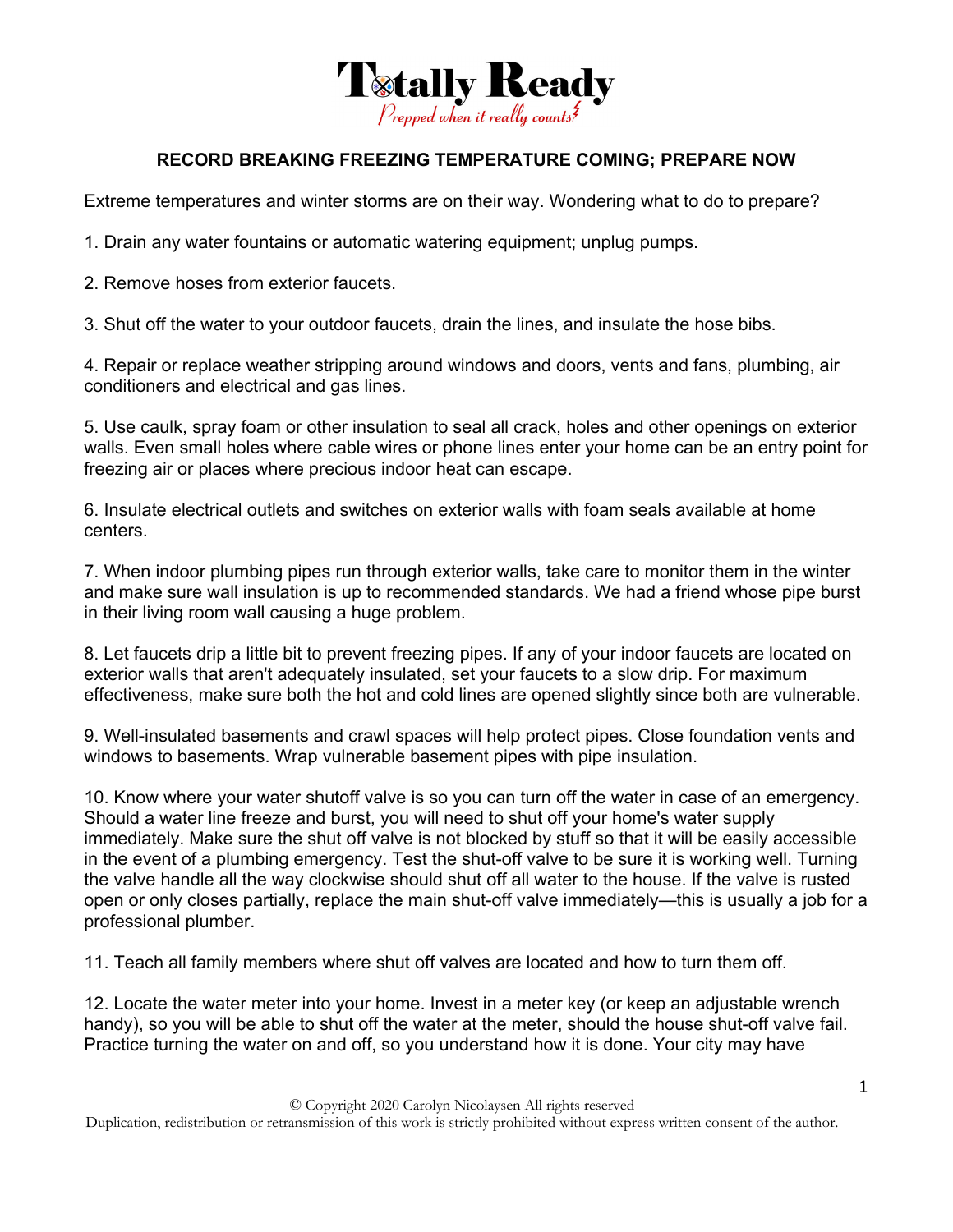**Totally Ready**

*Prepped when it really counts*

## RECORD BREAKING FREEZING TEMPERATURE COMING; PREPARE NOW

Extreme temperatures and winter storms are on their way. Wondering what to do to prepare?

1. Drain any water fountains or automatic watering equipment; unplug pumps.

2. Remove hoses from exterior faucets.

3. Shut off the water to your outdoor faucets, drain the lines, and insulate the hose bibs.

4. Repair or replace weather stripping around windows and doors, vents and fans, plumbing, air conditioners and electrical and gas lines.

5. Use caulk, spray foam or other insulation to seal all crack, holes and other openings on exterior walls. Even small holes where cable wires or phone lines enter your home can be an entry point for freezing air or places where precious indoor heat can escape.

6. Insulate electrical outlets and switches on exterior walls with foam seals available at home centers.

7. When indoor plumbing pipes run through exterior walls, take care to monitor them in the winter and make sure wall insulation is up to recommended standards. We had a friend whose pipe burst in their living room wall causing a huge problem.

8. Let faucets drip a little bit to prevent freezing pipes. If any of your indoor faucets are located on exterior walls that aren't adequately insulated, set your faucets to a slow drip. For maximum effectiveness, make sure both the hot and cold lines are opened slightly since both are vulnerable.

9. Well-insulated basements and crawl spaces will help protect pipes. Close foundation vents and windows to basements. Wrap vulnerable basement pipes with pipe insulation.

10. Know where your water shutoff valve is so you can turn off the water in case of an emergency. Should a water line freeze and burst, you will need to shut off your home's water supply immediately. Make sure the shut off valve is not blocked by stuff so that it will be easily accessible in the event of a plumbing emergency. Test the shut-off valve to be sure it is working well. Turning the valve handle all the way clockwise should shut off all water to the house. If the valve is rusted open or only closes partially, replace the main shut-off valve immediately—this is usually a job for a professional plumber.

11. Teach all family members where shut off valves are located and how to turn them off.

12. Locate the water meter into your home. Invest in a meter key (or keep an adjustable wrench handy), so you will be able to shut off the water at the meter, should the house shut-off valve fail. Practice turning the water on and off, so you understand how it is done. Your city may have

© Copyright 2020 Carolyn Nicolaysen All rights reserved
Duplication, redistribution or retransmission of this work is strictly prohibited without express written consent of the author.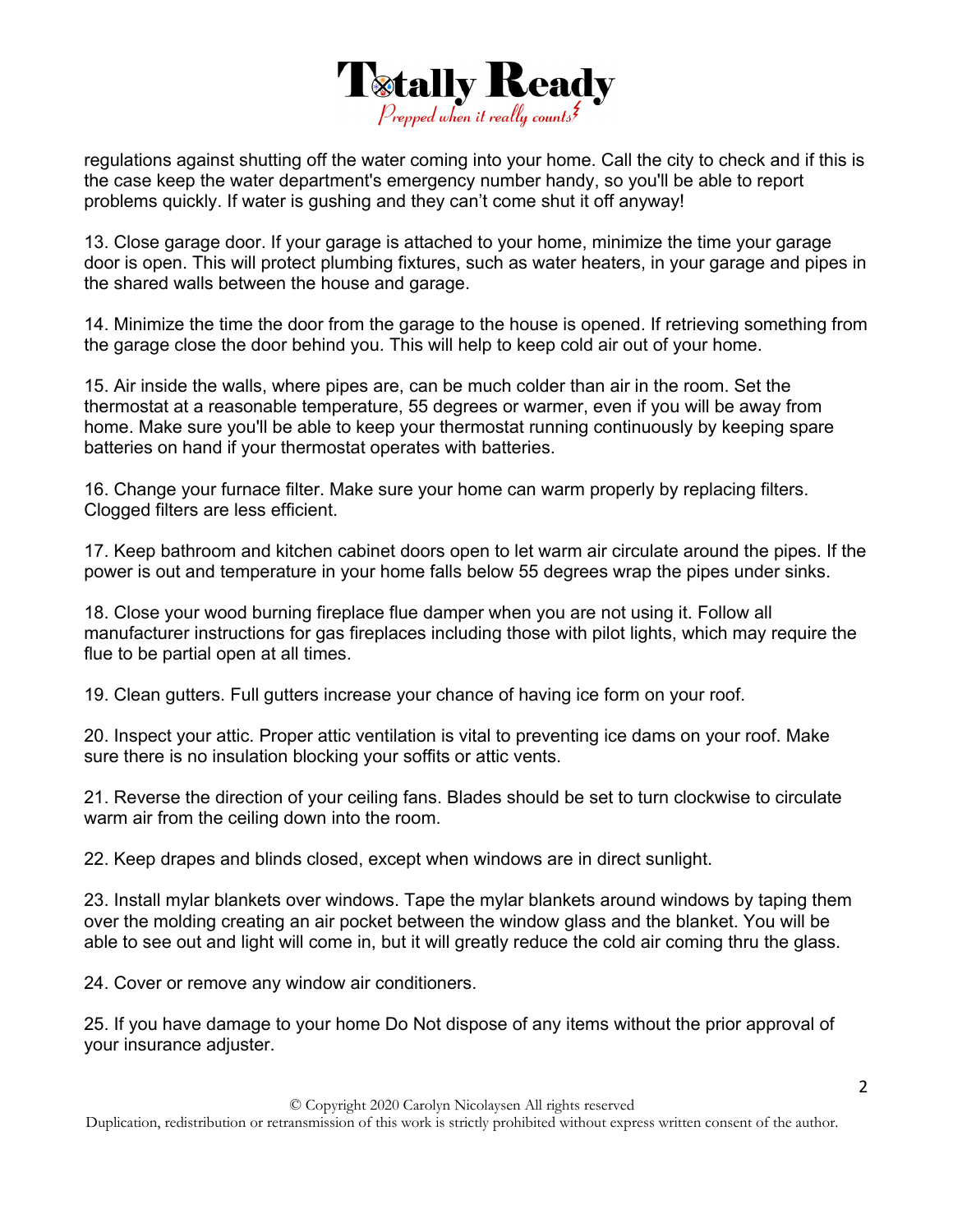regulations against shutting off the water coming into your home. Call the city to check and if this is the case keep the water department's emergency number handy, so you'll be able to report problems quickly. If water is gushing and they can't come shut it off anyway!

13. Close garage door. If your garage is attached to your home, minimize the time your garage door is open. This will protect plumbing fixtures, such as water heaters, in your garage and pipes in the shared walls between the house and garage.

14. Minimize the time the door from the garage to the house is opened. If retrieving something from the garage close the door behind you. This will help to keep cold air out of your home.

15. Air inside the walls, where pipes are, can be much colder than air in the room. Set the thermostat at a reasonable temperature, 55 degrees or warmer, even if you will be away from home. Make sure you'll be able to keep your thermostat running continuously by keeping spare batteries on hand if your thermostat operates with batteries.

16. Change your furnace filter. Make sure your home can warm properly by replacing filters. Clogged filters are less efficient.

17. Keep bathroom and kitchen cabinet doors open to let warm air circulate around the pipes. If the power is out and temperature in your home falls below 55 degrees wrap the pipes under sinks.

18. Close your wood burning fireplace flue damper when you are not using it. Follow all manufacturer instructions for gas fireplaces including those with pilot lights, which may require the flue to be partial open at all times.

19. Clean gutters. Full gutters increase your chance of having ice form on your roof.

20. Inspect your attic. Proper attic ventilation is vital to preventing ice dams on your roof. Make sure there is no insulation blocking your soffits or attic vents.

21. Reverse the direction of your ceiling fans. Blades should be set to turn clockwise to circulate warm air from the ceiling down into the room.

22. Keep drapes and blinds closed, except when windows are in direct sunlight.

23. Install mylar blankets over windows. Tape the mylar blankets around windows by taping them over the molding creating an air pocket between the window glass and the blanket. You will be able to see out and light will come in, but it will greatly reduce the cold air coming thru the glass.

24. Cover or remove any window air conditioners.

25. If you have damage to your home Do Not dispose of any items without the prior approval of your insurance adjuster.